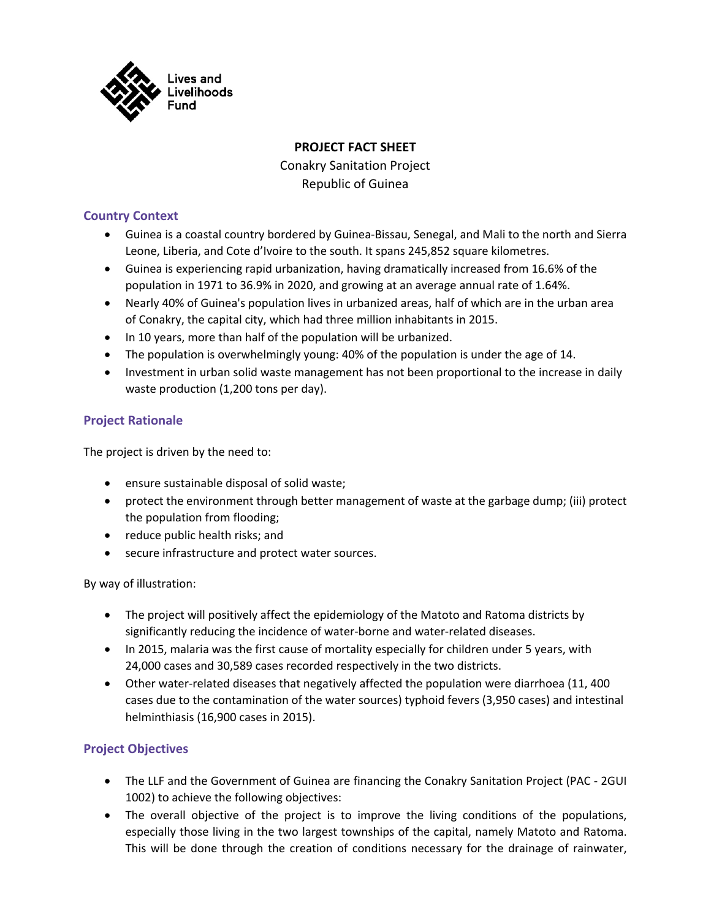Lives and Livelihoods Fund

**PROJECT FACT SHEET**

Conakry Sanitation Project

Republic of Guinea

## Country Context

- Guinea is a coastal country bordered by Guinea-Bissau, Senegal, and Mali to the north and Sierra Leone, Liberia, and Cote d'Ivoire to the south. It spans 245,852 square kilometres.
- Guinea is experiencing rapid urbanization, having dramatically increased from 16.6% of the population in 1971 to 36.9% in 2020, and growing at an average annual rate of 1.64%.
- Nearly 40% of Guinea's population lives in urbanized areas, half of which are in the urban area of Conakry, the capital city, which had three million inhabitants in 2015.
- In 10 years, more than half of the population will be urbanized.
- The population is overwhelmingly young: 40% of the population is under the age of 14.
- Investment in urban solid waste management has not been proportional to the increase in daily waste production (1,200 tons per day).

## Project Rationale

The project is driven by the need to:

- ensure sustainable disposal of solid waste;
- protect the environment through better management of waste at the garbage dump; (iii) protect the population from flooding;
- reduce public health risks; and
- secure infrastructure and protect water sources.

By way of illustration:

- The project will positively affect the epidemiology of the Matoto and Ratoma districts by significantly reducing the incidence of water-borne and water-related diseases.
- In 2015, malaria was the first cause of mortality especially for children under 5 years, with 24,000 cases and 30,589 cases recorded respectively in the two districts.
- Other water-related diseases that negatively affected the population were diarrhoea (11, 400 cases due to the contamination of the water sources) typhoid fevers (3,950 cases) and intestinal helminthiasis (16,900 cases in 2015).

## Project Objectives

- The LLF and the Government of Guinea are financing the Conakry Sanitation Project (PAC - 2GUI 1002) to achieve the following objectives:
- The overall objective of the project is to improve the living conditions of the populations, especially those living in the two largest townships of the capital, namely Matoto and Ratoma. This will be done through the creation of conditions necessary for the drainage of rainwater,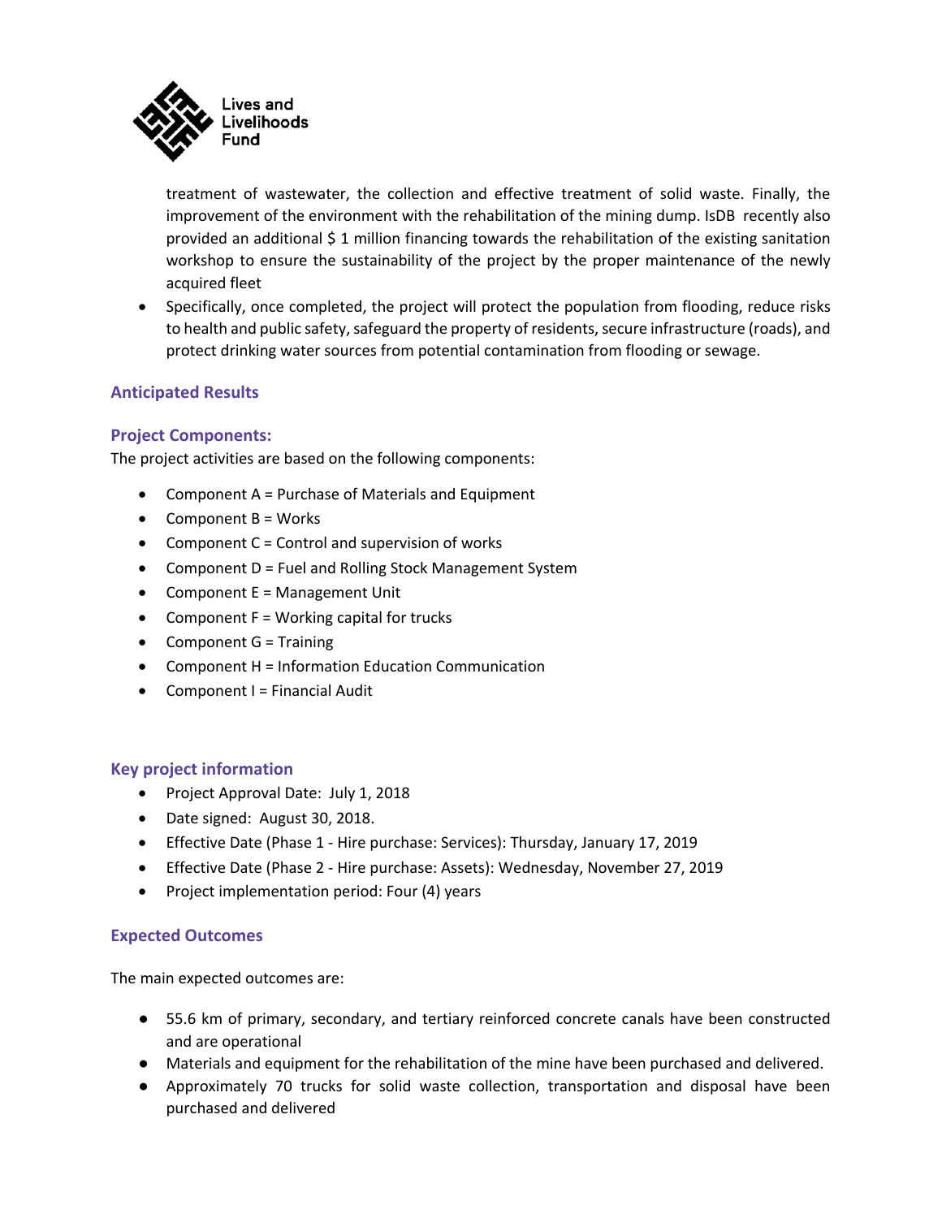treatment of wastewater, the collection and effective treatment of solid waste. Finally, the improvement of the environment with the rehabilitation of the mining dump. IsDB recently also provided an additional $ 1 million financing towards the rehabilitation of the existing sanitation workshop to ensure the sustainability of the project by the proper maintenance of the newly acquired fleet

- Specifically, once completed, the project will protect the population from flooding, reduce risks to health and public safety, safeguard the property of residents, secure infrastructure (roads), and protect drinking water sources from potential contamination from flooding or sewage.

## Anticipated Results

### Project Components:

The project activities are based on the following components:

- Component A = Purchase of Materials and Equipment
- Component B = Works
- Component C = Control and supervision of works
- Component D = Fuel and Rolling Stock Management System
- Component E = Management Unit
- Component F = Working capital for trucks
- Component G = Training
- Component H = Information Education Communication
- Component I = Financial Audit

### Key project information

- Project Approval Date: July 1, 2018
- Date signed: August 30, 2018.
- Effective Date (Phase 1 - Hire purchase: Services): Thursday, January 17, 2019
- Effective Date (Phase 2 - Hire purchase: Assets): Wednesday, November 27, 2019
- Project implementation period: Four (4) years

### Expected Outcomes

The main expected outcomes are:

- 55.6 km of primary, secondary, and tertiary reinforced concrete canals have been constructed and are operational
- Materials and equipment for the rehabilitation of the mine have been purchased and delivered.
- Approximately 70 trucks for solid waste collection, transportation and disposal have been purchased and delivered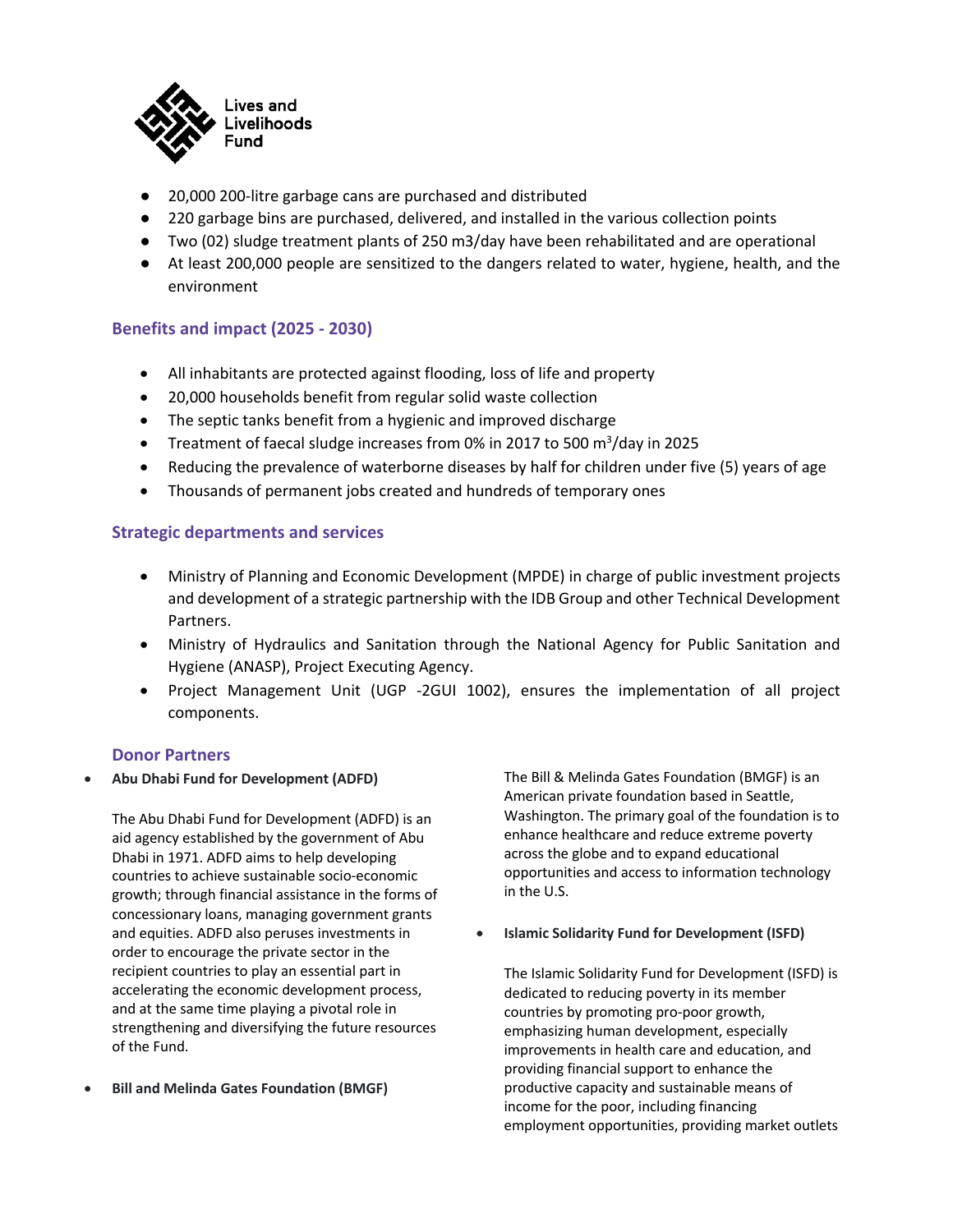- 20,000 200-litre garbage cans are purchased and distributed
- 220 garbage bins are purchased, delivered, and installed in the various collection points
- Two (02) sludge treatment plants of 250 m3/day have been rehabilitated and are operational
- At least 200,000 people are sensitized to the dangers related to water, hygiene, health, and the environment

## Benefits and impact (2025 - 2030)

- All inhabitants are protected against flooding, loss of life and property
- 20,000 households benefit from regular solid waste collection
- The septic tanks benefit from a hygienic and improved discharge
- Treatment of faecal sludge increases from 0% in 2017 to 500 $m^3$/day in 2025
- Reducing the prevalence of waterborne diseases by half for children under five (5) years of age
- Thousands of permanent jobs created and hundreds of temporary ones

## Strategic departments and services

- Ministry of Planning and Economic Development (MPDE) in charge of public investment projects and development of a strategic partnership with the IDB Group and other Technical Development Partners.
- Ministry of Hydraulics and Sanitation through the National Agency for Public Sanitation and Hygiene (ANASP), Project Executing Agency.
- Project Management Unit (UGP -2GUI 1002), ensures the implementation of all project components.

## Donor Partners

- **Abu Dhabi Fund for Development (ADFD)**

  The Abu Dhabi Fund for Development (ADFD) is an aid agency established by the government of Abu Dhabi in 1971. ADFD aims to help developing countries to achieve sustainable socio-economic growth; through financial assistance in the forms of concessionary loans, managing government grants and equities. ADFD also peruses investments in order to encourage the private sector in the recipient countries to play an essential part in accelerating the economic development process, and at the same time playing a pivotal role in strengthening and diversifying the future resources of the Fund.

- **Bill and Melinda Gates Foundation (BMGF)**

  The Bill & Melinda Gates Foundation (BMGF) is an American private foundation based in Seattle, Washington. The primary goal of the foundation is to enhance healthcare and reduce extreme poverty across the globe and to expand educational opportunities and access to information technology in the U.S.

- **Islamic Solidarity Fund for Development (ISFD)**

  The Islamic Solidarity Fund for Development (ISFD) is dedicated to reducing poverty in its member countries by promoting pro-poor growth, emphasizing human development, especially improvements in health care and education, and providing financial support to enhance the productive capacity and sustainable means of income for the poor, including financing employment opportunities, providing market outlets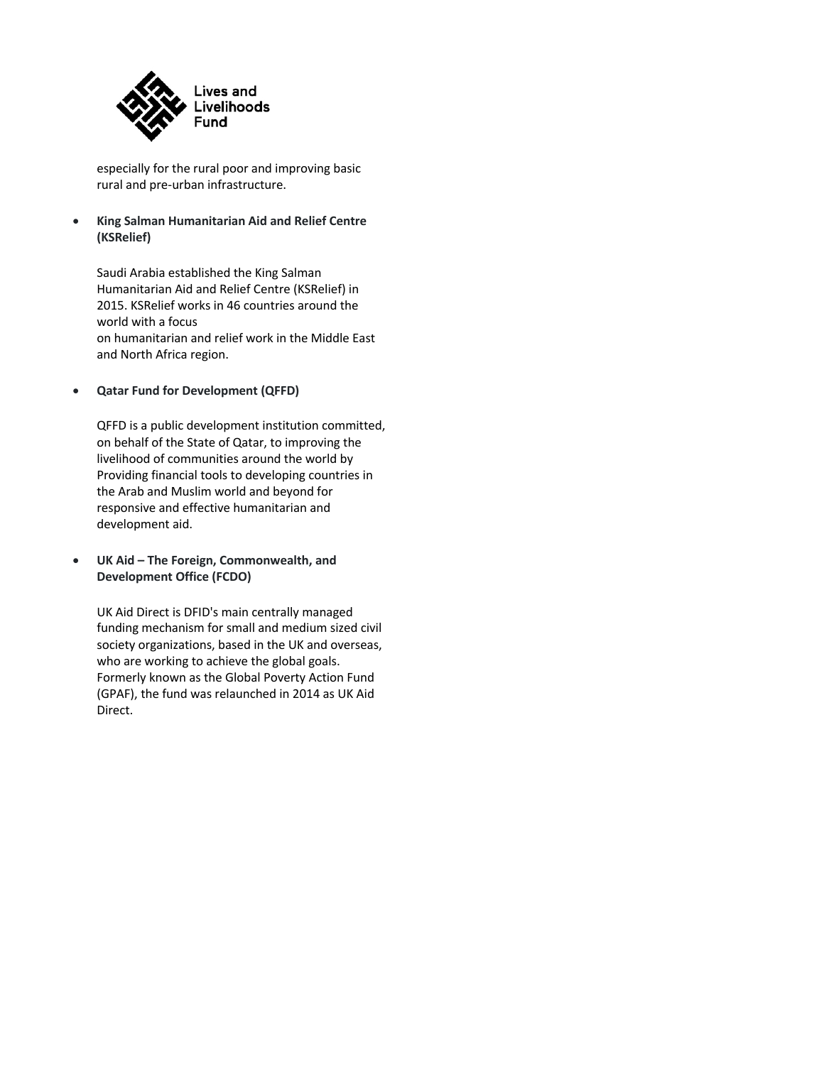especially for the rural poor and improving basic rural and pre-urban infrastructure.

- **King Salman Humanitarian Aid and Relief Centre (KSRelief)**

  Saudi Arabia established the King Salman Humanitarian Aid and Relief Centre (KSRelief) in 2015. KSRelief works in 46 countries around the world with a focus on humanitarian and relief work in the Middle East and North Africa region.

- **Qatar Fund for Development (QFFD)**

  QFFD is a public development institution committed, on behalf of the State of Qatar, to improving the livelihood of communities around the world by Providing financial tools to developing countries in the Arab and Muslim world and beyond for responsive and effective humanitarian and development aid.

- **UK Aid – The Foreign, Commonwealth, and Development Office (FCDO)**

  UK Aid Direct is DFID's main centrally managed funding mechanism for small and medium sized civil society organizations, based in the UK and overseas, who are working to achieve the global goals. Formerly known as the Global Poverty Action Fund (GPAF), the fund was relaunched in 2014 as UK Aid Direct.